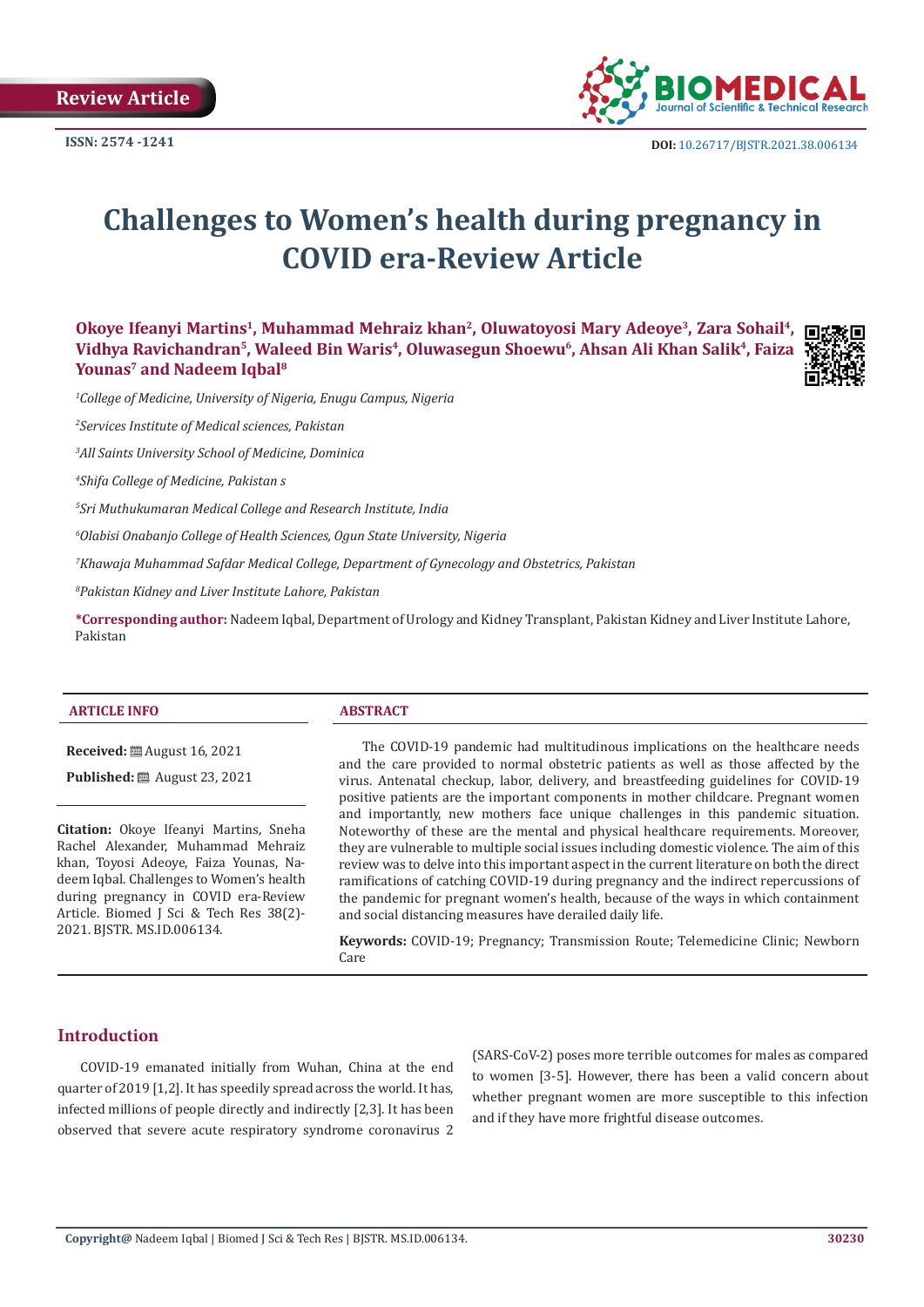Review Article

ISSN: 2574 -1241

DOI: 10.26717/BJSTR.2021.38.006134

# Challenges to Women's health during pregnancy in COVID era-Review Article

**Okoye Ifeanyi Martins[1], Muhammad Mehraiz khan[2], Oluwatoyosi Mary Adeoye[3], Zara Sohail[4], Vidhya Ravichandran[5], Waleed Bin Waris[4], Oluwasegun Shoewu[6], Ahsan Ali Khan Salik[4], Faiza Younas[7] and Nadeem Iqbal[8]**

*[1]College of Medicine, University of Nigeria, Enugu Campus, Nigeria*

*[2]Services Institute of Medical sciences, Pakistan*

*[3]All Saints University School of Medicine, Dominica*

*[4]Shifa College of Medicine, Pakistan s*

*[5]Sri Muthukumaran Medical College and Research Institute, India*

*[6]Olabisi Onabanjo College of Health Sciences, Ogun State University, Nigeria*

*[7]Khawaja Muhammad Safdar Medical College, Department of Gynecology and Obstetrics, Pakistan*

*[8]Pakistan Kidney and Liver Institute Lahore, Pakistan*

**\*Corresponding author:** Nadeem Iqbal, Department of Urology and Kidney Transplant, Pakistan Kidney and Liver Institute Lahore, Pakistan

## ARTICLE INFO

**Received:** August 16, 2021

**Published:** August 23, 2021

**Citation:** Okoye Ifeanyi Martins, Sneha Rachel Alexander, Muhammad Mehraiz khan, Toyosi Adeoye, Faiza Younas, Nadeem Iqbal. Challenges to Women's health during pregnancy in COVID era-Review Article. Biomed J Sci & Tech Res 38(2)-2021. BJSTR. MS.ID.006134.

## ABSTRACT

The COVID-19 pandemic had multitudinous implications on the healthcare needs and the care provided to normal obstetric patients as well as those affected by the virus. Antenatal checkup, labor, delivery, and breastfeeding guidelines for COVID-19 positive patients are the important components in mother childcare. Pregnant women and importantly, new mothers face unique challenges in this pandemic situation. Noteworthy of these are the mental and physical healthcare requirements. Moreover, they are vulnerable to multiple social issues including domestic violence. The aim of this review was to delve into this important aspect in the current literature on both the direct ramifications of catching COVID-19 during pregnancy and the indirect repercussions of the pandemic for pregnant women's health, because of the ways in which containment and social distancing measures have derailed daily life.

**Keywords:** COVID-19; Pregnancy; Transmission Route; Telemedicine Clinic; Newborn Care

## Introduction

COVID-19 emanated initially from Wuhan, China at the end quarter of 2019 [1,2]. It has speedily spread across the world. It has, infected millions of people directly and indirectly [2,3]. It has been observed that severe acute respiratory syndrome coronavirus 2 (SARS-CoV-2) poses more terrible outcomes for males as compared to women [3-5]. However, there has been a valid concern about whether pregnant women are more susceptible to this infection and if they have more frightful disease outcomes.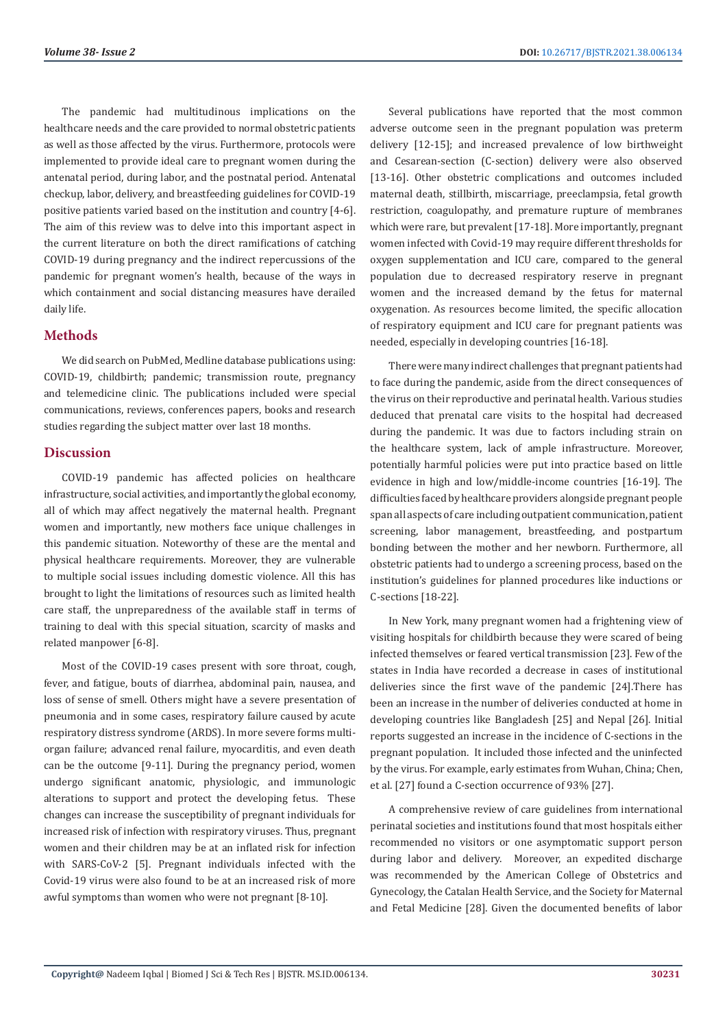The pandemic had multitudinous implications on the healthcare needs and the care provided to normal obstetric patients as well as those affected by the virus. Furthermore, protocols were implemented to provide ideal care to pregnant women during the antenatal period, during labor, and the postnatal period. Antenatal checkup, labor, delivery, and breastfeeding guidelines for COVID-19 positive patients varied based on the institution and country [4-6]. The aim of this review was to delve into this important aspect in the current literature on both the direct ramifications of catching COVID-19 during pregnancy and the indirect repercussions of the pandemic for pregnant women's health, because of the ways in which containment and social distancing measures have derailed daily life.

## Methods

We did search on PubMed, Medline database publications using: COVID-19, childbirth; pandemic; transmission route, pregnancy and telemedicine clinic. The publications included were special communications, reviews, conferences papers, books and research studies regarding the subject matter over last 18 months.

## Discussion

COVID-19 pandemic has affected policies on healthcare infrastructure, social activities, and importantly the global economy, all of which may affect negatively the maternal health. Pregnant women and importantly, new mothers face unique challenges in this pandemic situation. Noteworthy of these are the mental and physical healthcare requirements. Moreover, they are vulnerable to multiple social issues including domestic violence. All this has brought to light the limitations of resources such as limited health care staff, the unpreparedness of the available staff in terms of training to deal with this special situation, scarcity of masks and related manpower [6-8].

Most of the COVID-19 cases present with sore throat, cough, fever, and fatigue, bouts of diarrhea, abdominal pain, nausea, and loss of sense of smell. Others might have a severe presentation of pneumonia and in some cases, respiratory failure caused by acute respiratory distress syndrome (ARDS). In more severe forms multi-organ failure; advanced renal failure, myocarditis, and even death can be the outcome [9-11]. During the pregnancy period, women undergo significant anatomic, physiologic, and immunologic alterations to support and protect the developing fetus. These changes can increase the susceptibility of pregnant individuals for increased risk of infection with respiratory viruses. Thus, pregnant women and their children may be at an inflated risk for infection with SARS-CoV-2 [5]. Pregnant individuals infected with the Covid-19 virus were also found to be at an increased risk of more awful symptoms than women who were not pregnant [8-10].

Several publications have reported that the most common adverse outcome seen in the pregnant population was preterm delivery [12-15]; and increased prevalence of low birthweight and Cesarean-section (C-section) delivery were also observed [13-16]. Other obstetric complications and outcomes included maternal death, stillbirth, miscarriage, preeclampsia, fetal growth restriction, coagulopathy, and premature rupture of membranes which were rare, but prevalent [17-18]. More importantly, pregnant women infected with Covid-19 may require different thresholds for oxygen supplementation and ICU care, compared to the general population due to decreased respiratory reserve in pregnant women and the increased demand by the fetus for maternal oxygenation. As resources become limited, the specific allocation of respiratory equipment and ICU care for pregnant patients was needed, especially in developing countries [16-18].

There were many indirect challenges that pregnant patients had to face during the pandemic, aside from the direct consequences of the virus on their reproductive and perinatal health. Various studies deduced that prenatal care visits to the hospital had decreased during the pandemic. It was due to factors including strain on the healthcare system, lack of ample infrastructure. Moreover, potentially harmful policies were put into practice based on little evidence in high and low/middle-income countries [16-19]. The difficulties faced by healthcare providers alongside pregnant people span all aspects of care including outpatient communication, patient screening, labor management, breastfeeding, and postpartum bonding between the mother and her newborn. Furthermore, all obstetric patients had to undergo a screening process, based on the institution's guidelines for planned procedures like inductions or C-sections [18-22].

In New York, many pregnant women had a frightening view of visiting hospitals for childbirth because they were scared of being infected themselves or feared vertical transmission [23]. Few of the states in India have recorded a decrease in cases of institutional deliveries since the first wave of the pandemic [24].There has been an increase in the number of deliveries conducted at home in developing countries like Bangladesh [25] and Nepal [26]. Initial reports suggested an increase in the incidence of C-sections in the pregnant population. It included those infected and the uninfected by the virus. For example, early estimates from Wuhan, China; Chen, et al. [27] found a C-section occurrence of 93% [27].

A comprehensive review of care guidelines from international perinatal societies and institutions found that most hospitals either recommended no visitors or one asymptomatic support person during labor and delivery. Moreover, an expedited discharge was recommended by the American College of Obstetrics and Gynecology, the Catalan Health Service, and the Society for Maternal and Fetal Medicine [28]. Given the documented benefits of labor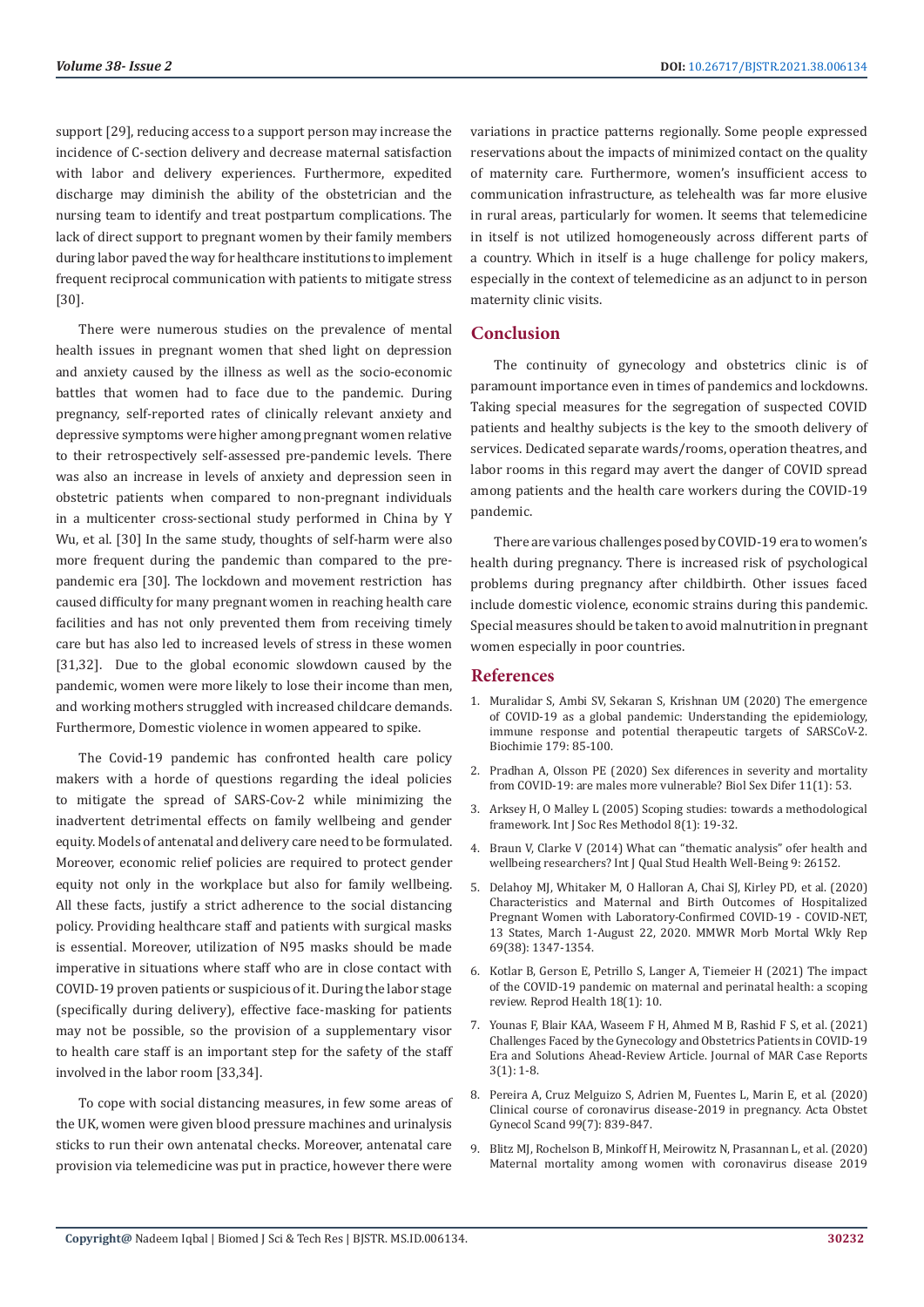support [29], reducing access to a support person may increase the incidence of C-section delivery and decrease maternal satisfaction with labor and delivery experiences. Furthermore, expedited discharge may diminish the ability of the obstetrician and the nursing team to identify and treat postpartum complications. The lack of direct support to pregnant women by their family members during labor paved the way for healthcare institutions to implement frequent reciprocal communication with patients to mitigate stress [30].

There were numerous studies on the prevalence of mental health issues in pregnant women that shed light on depression and anxiety caused by the illness as well as the socio-economic battles that women had to face due to the pandemic. During pregnancy, self-reported rates of clinically relevant anxiety and depressive symptoms were higher among pregnant women relative to their retrospectively self-assessed pre-pandemic levels. There was also an increase in levels of anxiety and depression seen in obstetric patients when compared to non-pregnant individuals in a multicenter cross-sectional study performed in China by Y Wu, et al. [30] In the same study, thoughts of self-harm were also more frequent during the pandemic than compared to the pre-pandemic era [30]. The lockdown and movement restriction has caused difficulty for many pregnant women in reaching health care facilities and has not only prevented them from receiving timely care but has also led to increased levels of stress in these women [31,32]. Due to the global economic slowdown caused by the pandemic, women were more likely to lose their income than men, and working mothers struggled with increased childcare demands. Furthermore, Domestic violence in women appeared to spike.

The Covid-19 pandemic has confronted health care policy makers with a horde of questions regarding the ideal policies to mitigate the spread of SARS-Cov-2 while minimizing the inadvertent detrimental effects on family wellbeing and gender equity. Models of antenatal and delivery care need to be formulated. Moreover, economic relief policies are required to protect gender equity not only in the workplace but also for family wellbeing. All these facts, justify a strict adherence to the social distancing policy. Providing healthcare staff and patients with surgical masks is essential. Moreover, utilization of N95 masks should be made imperative in situations where staff who are in close contact with COVID-19 proven patients or suspicious of it. During the labor stage (specifically during delivery), effective face-masking for patients may not be possible, so the provision of a supplementary visor to health care staff is an important step for the safety of the staff involved in the labor room [33,34].

To cope with social distancing measures, in few some areas of the UK, women were given blood pressure machines and urinalysis sticks to run their own antenatal checks. Moreover, antenatal care provision via telemedicine was put in practice, however there were variations in practice patterns regionally. Some people expressed reservations about the impacts of minimized contact on the quality of maternity care. Furthermore, women's insufficient access to communication infrastructure, as telehealth was far more elusive in rural areas, particularly for women. It seems that telemedicine in itself is not utilized homogeneously across different parts of a country. Which in itself is a huge challenge for policy makers, especially in the context of telemedicine as an adjunct to in person maternity clinic visits.

## Conclusion

The continuity of gynecology and obstetrics clinic is of paramount importance even in times of pandemics and lockdowns. Taking special measures for the segregation of suspected COVID patients and healthy subjects is the key to the smooth delivery of services. Dedicated separate wards/rooms, operation theatres, and labor rooms in this regard may avert the danger of COVID spread among patients and the health care workers during the COVID-19 pandemic.

There are various challenges posed by COVID-19 era to women's health during pregnancy. There is increased risk of psychological problems during pregnancy after childbirth. Other issues faced include domestic violence, economic strains during this pandemic. Special measures should be taken to avoid malnutrition in pregnant women especially in poor countries.

## References

1. Muralidar S, Ambi SV, Sekaran S, Krishnan UM (2020) The emergence of COVID-19 as a global pandemic: Understanding the epidemiology, immune response and potential therapeutic targets of SARSCoV-2. Biochimie 179: 85-100.
2. Pradhan A, Olsson PE (2020) Sex diferences in severity and mortality from COVID-19: are males more vulnerable? Biol Sex Difer 11(1): 53.
3. Arksey H, O Malley L (2005) Scoping studies: towards a methodological framework. Int J Soc Res Methodol 8(1): 19-32.
4. Braun V, Clarke V (2014) What can "thematic analysis" ofer health and wellbeing researchers? Int J Qual Stud Health Well-Being 9: 26152.
5. Delahoy MJ, Whitaker M, O Halloran A, Chai SJ, Kirley PD, et al. (2020) Characteristics and Maternal and Birth Outcomes of Hospitalized Pregnant Women with Laboratory-Confirmed COVID-19 - COVID-NET, 13 States, March 1-August 22, 2020. MMWR Morb Mortal Wkly Rep 69(38): 1347-1354.
6. Kotlar B, Gerson E, Petrillo S, Langer A, Tiemeier H (2021) The impact of the COVID-19 pandemic on maternal and perinatal health: a scoping review. Reprod Health 18(1): 10.
7. Younas F, Blair KAA, Waseem F H, Ahmed M B, Rashid F S, et al. (2021) Challenges Faced by the Gynecology and Obstetrics Patients in COVID-19 Era and Solutions Ahead-Review Article. Journal of MAR Case Reports 3(1): 1-8.
8. Pereira A, Cruz Melguizo S, Adrien M, Fuentes L, Marin E, et al. (2020) Clinical course of coronavirus disease-2019 in pregnancy. Acta Obstet Gynecol Scand 99(7): 839-847.
9. Blitz MJ, Rochelson B, Minkoff H, Meirowitz N, Prasannan L, et al. (2020) Maternal mortality among women with coronavirus disease 2019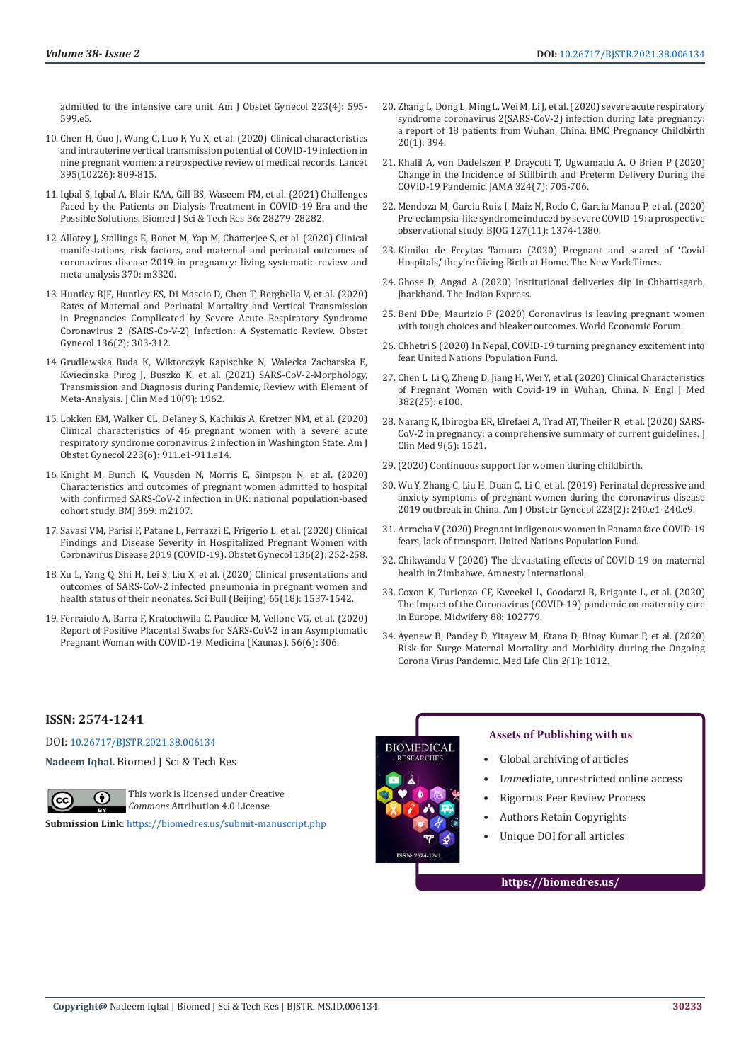admitted to the intensive care unit. Am J Obstet Gynecol 223(4): 595-599.e5.

10. Chen H, Guo J, Wang C, Luo F, Yu X, et al. (2020) Clinical characteristics and intrauterine vertical transmission potential of COVID-19 infection in nine pregnant women: a retrospective review of medical records. Lancet 395(10226): 809-815.
11. Iqbal S, Iqbal A, Blair KAA, Gill BS, Waseem FM, et al. (2021) Challenges Faced by the Patients on Dialysis Treatment in COVID-19 Era and the Possible Solutions. Biomed J Sci & Tech Res 36: 28279-28282.
12. Allotey J, Stallings E, Bonet M, Yap M, Chatterjee S, et al. (2020) Clinical manifestations, risk factors, and maternal and perinatal outcomes of coronavirus disease 2019 in pregnancy: living systematic review and meta-analysis 370: m3320.
13. Huntley BJF, Huntley ES, Di Mascio D, Chen T, Berghella V, et al. (2020) Rates of Maternal and Perinatal Mortality and Vertical Transmission in Pregnancies Complicated by Severe Acute Respiratory Syndrome Coronavirus 2 (SARS-Co-V-2) Infection: A Systematic Review. Obstet Gynecol 136(2): 303-312.
14. Grudlewska Buda K, Wiktorczyk Kapischke N, Walecka Zacharska E, Kwiecinska Pirog J, Buszko K, et al. (2021) SARS-CoV-2-Morphology, Transmission and Diagnosis during Pandemic, Review with Element of Meta-Analysis. J Clin Med 10(9): 1962.
15. Lokken EM, Walker CL, Delaney S, Kachikis A, Kretzer NM, et al. (2020) Clinical characteristics of 46 pregnant women with a severe acute respiratory syndrome coronavirus 2 infection in Washington State. Am J Obstet Gynecol 223(6): 911.e1-911.e14.
16. Knight M, Bunch K, Vousden N, Morris E, Simpson N, et al. (2020) Characteristics and outcomes of pregnant women admitted to hospital with confirmed SARS-CoV-2 infection in UK: national population-based cohort study. BMJ 369: m2107.
17. Savasi VM, Parisi F, Patane L, Ferrazzi E, Frigerio L, et al. (2020) Clinical Findings and Disease Severity in Hospitalized Pregnant Women with Coronavirus Disease 2019 (COVID-19). Obstet Gynecol 136(2): 252-258.
18. Xu L, Yang Q, Shi H, Lei S, Liu X, et al. (2020) Clinical presentations and outcomes of SARS-CoV-2 infected pneumonia in pregnant women and health status of their neonates. Sci Bull (Beijing) 65(18): 1537-1542.
19. Ferraiolo A, Barra F, Kratochwila C, Paudice M, Vellone VG, et al. (2020) Report of Positive Placental Swabs for SARS-CoV-2 in an Asymptomatic Pregnant Woman with COVID-19. Medicina (Kaunas). 56(6): 306.
20. Zhang L, Dong L, Ming L, Wei M, Li J, et al. (2020) severe acute respiratory syndrome coronavirus 2(SARS-CoV-2) infection during late pregnancy: a report of 18 patients from Wuhan, China. BMC Pregnancy Childbirth 20(1): 394.
21. Khalil A, von Dadelszen P, Draycott T, Ugwumadu A, O Brien P (2020) Change in the Incidence of Stillbirth and Preterm Delivery During the COVID-19 Pandemic. JAMA 324(7): 705-706.
22. Mendoza M, Garcia Ruiz I, Maiz N, Rodo C, Garcia Manau P, et al. (2020) Pre-eclampsia-like syndrome induced by severe COVID-19: a prospective observational study. BJOG 127(11): 1374-1380.
23. Kimiko de Freytas Tamura (2020) Pregnant and scared of 'Covid Hospitals,' they're Giving Birth at Home. The New York Times.
24. Ghose D, Angad A (2020) Institutional deliveries dip in Chhattisgarh, Jharkhand. The Indian Express.
25. Beni DDe, Maurizio F (2020) Coronavirus is leaving pregnant women with tough choices and bleaker outcomes. World Economic Forum.
26. Chhetri S (2020) In Nepal, COVID-19 turning pregnancy excitement into fear. United Nations Population Fund.
27. Chen L, Li Q, Zheng D, Jiang H, Wei Y, et al. (2020) Clinical Characteristics of Pregnant Women with Covid-19 in Wuhan, China. N Engl J Med 382(25): e100.
28. Narang K, Ibirogba ER, Elrefaei A, Trad AT, Theiler R, et al. (2020) SARS-CoV-2 in pregnancy: a comprehensive summary of current guidelines. J Clin Med 9(5): 1521.
29. (2020) Continuous support for women during childbirth.
30. Wu Y, Zhang C, Liu H, Duan C, Li C, et al. (2019) Perinatal depressive and anxiety symptoms of pregnant women during the coronavirus disease 2019 outbreak in China. Am J Obstetr Gynecol 223(2): 240.e1-240.e9.
31. Arrocha V (2020) Pregnant indigenous women in Panama face COVID-19 fears, lack of transport. United Nations Population Fund.
32. Chikwanda V (2020) The devastating effects of COVID-19 on maternal health in Zimbabwe. Amnesty International.
33. Coxon K, Turienzo CF, Kweekel L, Goodarzi B, Brigante L, et al. (2020) The Impact of the Coronavirus (COVID-19) pandemic on maternity care in Europe. Midwifery 88: 102779.
34. Ayenew B, Pandey D, Yitayew M, Etana D, Binay Kumar P, et al. (2020) Risk for Surge Maternal Mortality and Morbidity during the Ongoing Corona Virus Pandemic. Med Life Clin 2(1): 1012.

**ISSN: 2574-1241**

DOI: 10.26717/BJSTR.2021.38.006134

**Nadeem Iqbal.** Biomed J Sci & Tech Res

This work is licensed under Creative *Commons* Attribution 4.0 License

**Submission Link**: https://biomedres.us/submit-manuscript.php

**Assets of Publishing with us**

- Global archiving of articles
- Immediate, unrestricted online access
- Rigorous Peer Review Process
- Authors Retain Copyrights
- Unique DOI for all articles

**https://biomedres.us/**